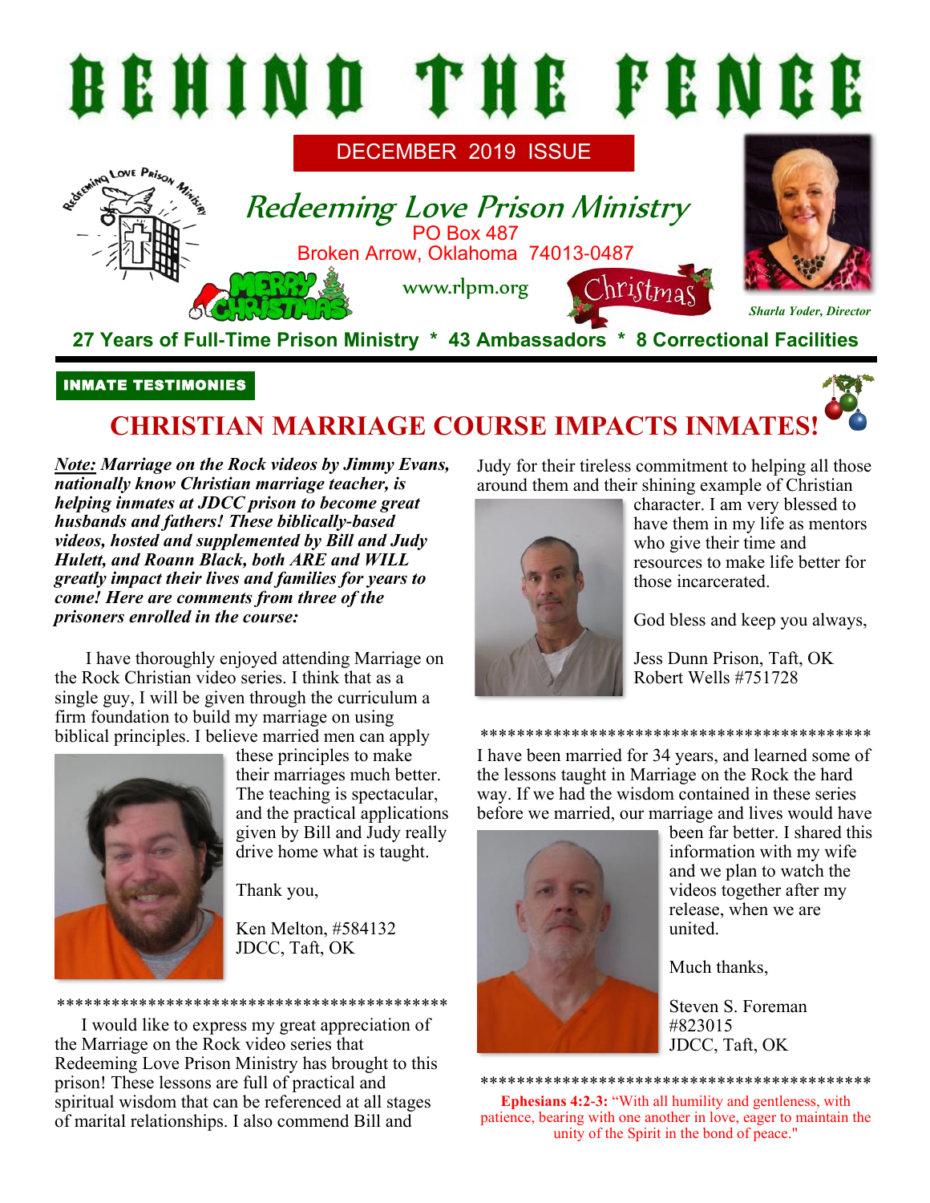# BEHIND THE FENCE

DECEMBER 2019 ISSUE

## Redeeming Love Prison Ministry

PO Box 487
Broken Arrow, Oklahoma 74013-0487

www.rlpm.org

*Sharla Yoder, Director*

**27 Years of Full-Time Prison Ministry * 43 Ambassadors * 8 Correctional Facilities**

**INMATE TESTIMONIES**

## CHRISTIAN MARRIAGE COURSE IMPACTS INMATES!

***Note:** Marriage on the Rock videos by Jimmy Evans, nationally know Christian marriage teacher, is helping inmates at JDCC prison to become great husbands and fathers! These biblically-based videos, hosted and supplemented by Bill and Judy Hulett, and Roann Black, both ARE and WILL greatly impact their lives and families for years to come! Here are comments from three of the prisoners enrolled in the course:*

I have thoroughly enjoyed attending Marriage on the Rock Christian video series. I think that as a single guy, I will be given through the curriculum a firm foundation to build my marriage on using biblical principles. I believe married men can apply these principles to make their marriages much better. The teaching is spectacular, and the practical applications given by Bill and Judy really drive home what is taught.

Thank you,

Ken Melton, #584132
JDCC, Taft, OK

*******************************************

I would like to express my great appreciation of the Marriage on the Rock video series that Redeeming Love Prison Ministry has brought to this prison! These lessons are full of practical and spiritual wisdom that can be referenced at all stages of marital relationships. I also commend Bill and Judy for their tireless commitment to helping all those around them and their shining example of Christian character. I am very blessed to have them in my life as mentors who give their time and resources to make life better for those incarcerated.

God bless and keep you always,

Jess Dunn Prison, Taft, OK
Robert Wells #751728

*******************************************

I have been married for 34 years, and learned some of the lessons taught in Marriage on the Rock the hard way. If we had the wisdom contained in these series before we married, our marriage and lives would have been far better. I shared this information with my wife and we plan to watch the videos together after my release, when we are united.

Much thanks,

Steven S. Foreman
#823015
JDCC, Taft, OK

*******************************************

**Ephesians 4:2-3:** "With all humility and gentleness, with patience, bearing with one another in love, eager to maintain the unity of the Spirit in the bond of peace."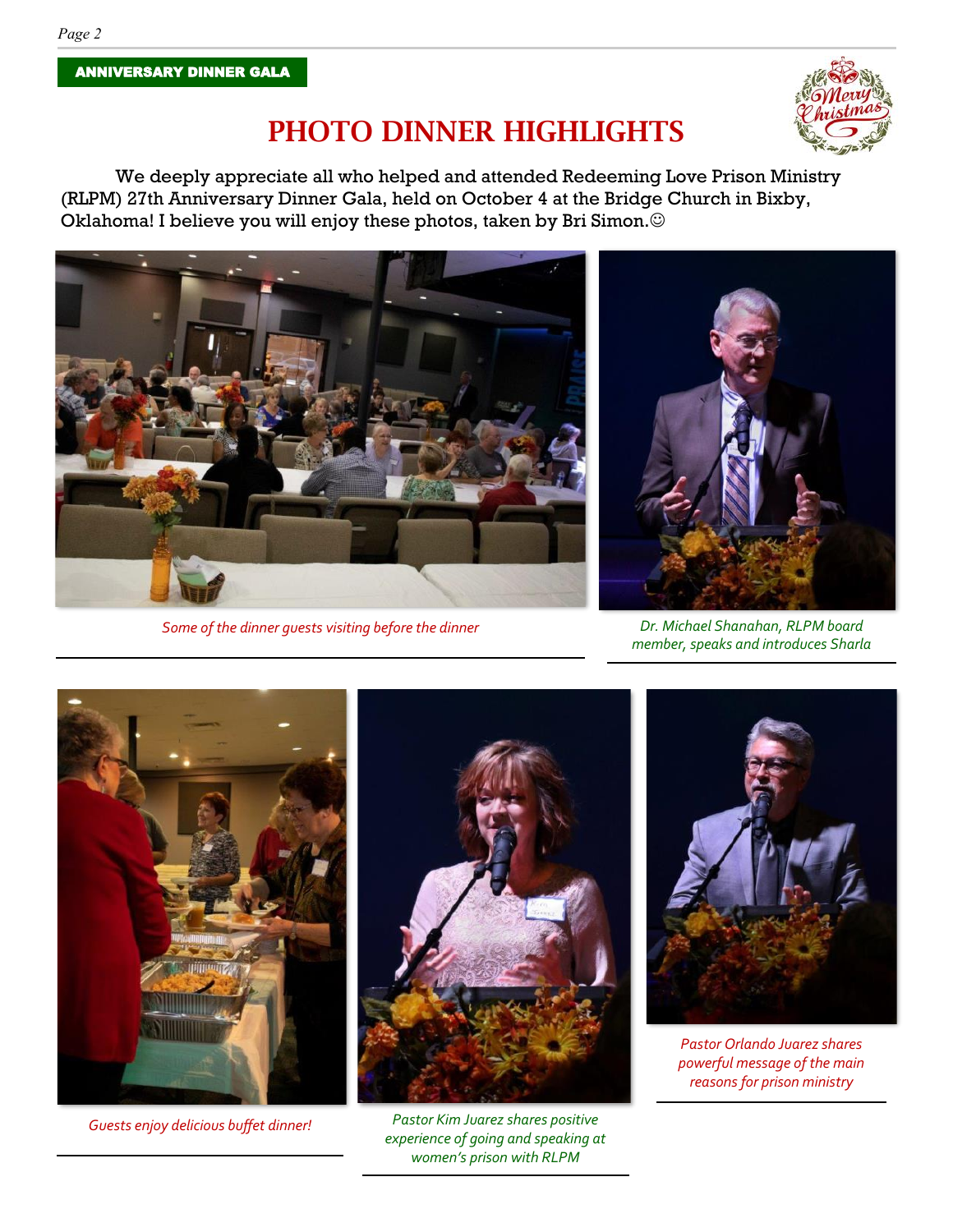ANNIVERSARY DINNER GALA

# PHOTO DINNER HIGHLIGHTS

We deeply appreciate all who helped and attended Redeeming Love Prison Ministry (RLPM) 27th Anniversary Dinner Gala, held on October 4 at the Bridge Church in Bixby, Oklahoma! I believe you will enjoy these photos, taken by Bri Simon.☺

*Some of the dinner guests visiting before the dinner*

*Dr. Michael Shanahan, RLPM board member, speaks and introduces Sharla*

*Guests enjoy delicious buffet dinner!*

*Pastor Kim Juarez shares positive experience of going and speaking at women's prison with RLPM*

*Pastor Orlando Juarez shares powerful message of the main reasons for prison ministry*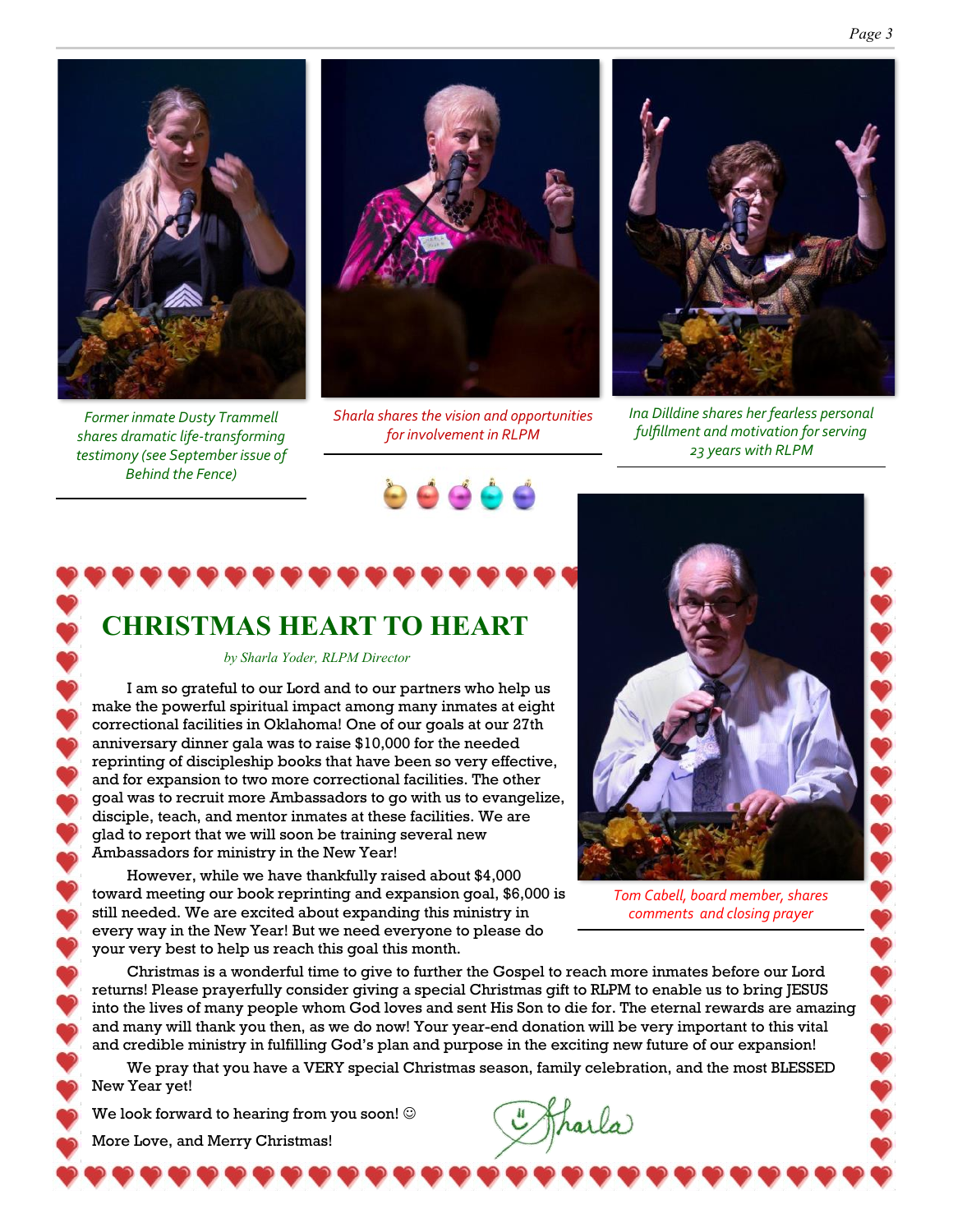*Former inmate Dusty Trammell shares dramatic life-transforming testimony (see September issue of Behind the Fence)*

*Sharla shares the vision and opportunities for involvement in RLPM*

*Ina Dilldine shares her fearless personal fulfillment and motivation for serving 23 years with RLPM*

## CHRISTMAS HEART TO HEART

*by Sharla Yoder, RLPM Director*

I am so grateful to our Lord and to our partners who help us make the powerful spiritual impact among many inmates at eight correctional facilities in Oklahoma! One of our goals at our 27th anniversary dinner gala was to raise $10,000 for the needed reprinting of discipleship books that have been so very effective, and for expansion to two more correctional facilities. The other goal was to recruit more Ambassadors to go with us to evangelize, disciple, teach, and mentor inmates at these facilities. We are glad to report that we will soon be training several new Ambassadors for ministry in the New Year!

However, while we have thankfully raised about $4,000 toward meeting our book reprinting and expansion goal, $6,000 is still needed. We are excited about expanding this ministry in every way in the New Year! But we need everyone to please do your very best to help us reach this goal this month.

*Tom Cabell, board member, shares comments and closing prayer*

Christmas is a wonderful time to give to further the Gospel to reach more inmates before our Lord returns! Please prayerfully consider giving a special Christmas gift to RLPM to enable us to bring JESUS into the lives of many people whom God loves and sent His Son to die for. The eternal rewards are amazing and many will thank you then, as we do now! Your year-end donation will be very important to this vital and credible ministry in fulfilling God's plan and purpose in the exciting new future of our expansion!

We pray that you have a VERY special Christmas season, family celebration, and the most BLESSED New Year yet!

We look forward to hearing from you soon! ☺

More Love, and Merry Christmas!

Sharla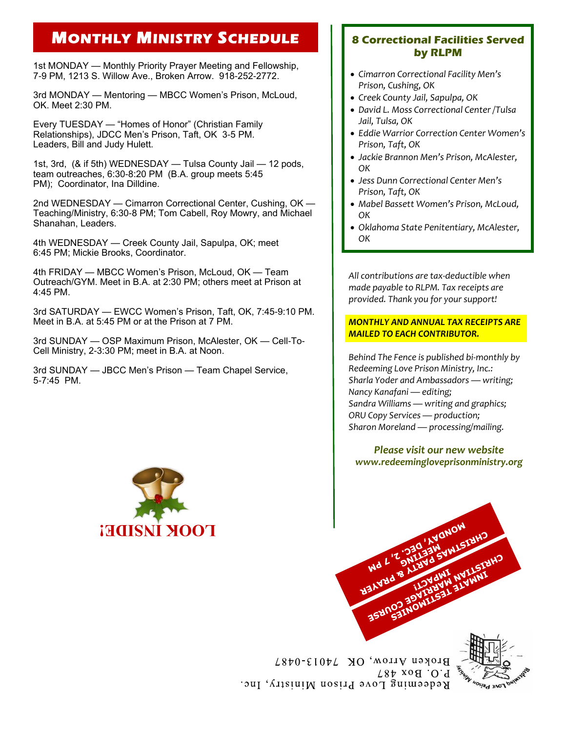## Monthly Ministry Schedule

1st MONDAY — Monthly Priority Prayer Meeting and Fellowship, 7-9 PM, 1213 S. Willow Ave., Broken Arrow. 918-252-2772.

3rd MONDAY — Mentoring — MBCC Women's Prison, McLoud, OK. Meet 2:30 PM.

Every TUESDAY — "Homes of Honor" (Christian Family Relationships), JDCC Men's Prison, Taft, OK 3-5 PM. Leaders, Bill and Judy Hulett.

1st, 3rd, (& if 5th) WEDNESDAY — Tulsa County Jail — 12 pods, team outreaches, 6:30-8:20 PM (B.A. group meets 5:45 PM); Coordinator, Ina Dilldine.

2nd WEDNESDAY — Cimarron Correctional Center, Cushing, OK — Teaching/Ministry, 6:30-8 PM; Tom Cabell, Roy Mowry, and Michael Shanahan, Leaders.

4th WEDNESDAY — Creek County Jail, Sapulpa, OK; meet 6:45 PM; Mickie Brooks, Coordinator.

4th FRIDAY — MBCC Women's Prison, McLoud, OK — Team Outreach/GYM. Meet in B.A. at 2:30 PM; others meet at Prison at 4:45 PM.

3rd SATURDAY — EWCC Women's Prison, Taft, OK, 7:45-9:10 PM. Meet in B.A. at 5:45 PM or at the Prison at 7 PM.

3rd SUNDAY — OSP Maximum Prison, McAlester, OK — Cell-To-Cell Ministry, 2-3:30 PM; meet in B.A. at Noon.

3rd SUNDAY — JBCC Men's Prison — Team Chapel Service, 5-7:45 PM.

LOOK INSIDE!

### 8 Correctional Facilities Served by RLPM

- *Cimarron Correctional Facility Men's Prison, Cushing, OK*
- *Creek County Jail, Sapulpa, OK*
- *David L. Moss Correctional Center /Tulsa Jail, Tulsa, OK*
- *Eddie Warrior Correction Center Women's Prison, Taft, OK*
- *Jackie Brannon Men's Prison, McAlester, OK*
- *Jess Dunn Correctional Center Men's Prison, Taft, OK*
- *Mabel Bassett Women's Prison, McLoud, OK*
- *Oklahoma State Penitentiary, McAlester, OK*

*All contributions are tax-deductible when made payable to RLPM. Tax receipts are provided. Thank you for your support!*

***MONTHLY AND ANNUAL TAX RECEIPTS ARE MAILED TO EACH CONTRIBUTOR.***

*Behind The Fence is published bi-monthly by Redeeming Love Prison Ministry, Inc.:*
*Sharla Yoder and Ambassadors — writing;*
*Nancy Kanafani — editing;*
*Sandra Williams — writing and graphics;*
*ORU Copy Services — production;*
*Sharon Moreland — processing/mailing.*

***Please visit our new website***
***www.redeemingloveprisonministry.org***

MONDAY, DEC. 2, 7 PM MEETING
CHRISTMAS PARTY & PRAYER

CHRISTIAN MARRIAGE COURSE IMPACT!
INMATE TESTIMONIES

Redeeming Love Prison Ministry, Inc.
P.O. Box 487
Broken Arrow, OK 74013-0487